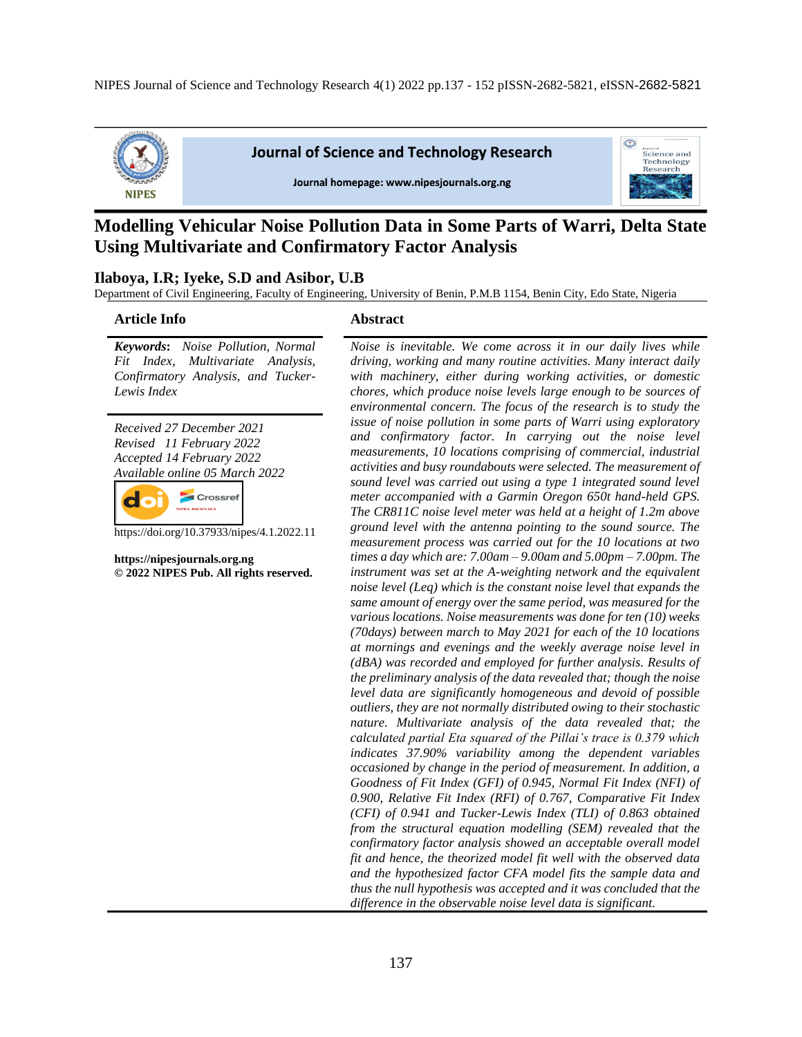# Journal of Science and Technology Research

Journal homepage: www.nipesjournals.org.ng

# Modelling Vehicular Noise Pollution Data in Some Parts of Warri, Delta State Using Multivariate and Confirmatory Factor Analysis

**Ilaboya, I.R; Iyeke, S.D and Asibor, U.B**

Department of Civil Engineering, Faculty of Engineering, University of Benin, P.M.B 1154, Benin City, Edo State, Nigeria

## Article Info

***Keywords*:** *Noise Pollution, Normal Fit Index, Multivariate Analysis, Confirmatory Analysis, and Tucker-Lewis Index*

*Received 27 December 2021*
*Revised 11 February 2022*
*Accepted 14 February 2022*
*Available online 05 March 2022*

https://doi.org/10.37933/nipes/4.1.2022.11

**https://nipesjournals.org.ng**
**© 2022 NIPES Pub. All rights reserved.**

## Abstract

*Noise is inevitable. We come across it in our daily lives while driving, working and many routine activities. Many interact daily with machinery, either during working activities, or domestic chores, which produce noise levels large enough to be sources of environmental concern. The focus of the research is to study the issue of noise pollution in some parts of Warri using exploratory and confirmatory factor. In carrying out the noise level measurements, 10 locations comprising of commercial, industrial activities and busy roundabouts were selected. The measurement of sound level was carried out using a type 1 integrated sound level meter accompanied with a Garmin Oregon 650t hand-held GPS. The CR811C noise level meter was held at a height of 1.2m above ground level with the antenna pointing to the sound source. The measurement process was carried out for the 10 locations at two times a day which are: 7.00am – 9.00am and 5.00pm – 7.00pm. The instrument was set at the A-weighting network and the equivalent noise level (Leq) which is the constant noise level that expands the same amount of energy over the same period, was measured for the various locations. Noise measurements was done for ten (10) weeks (70days) between march to May 2021 for each of the 10 locations at mornings and evenings and the weekly average noise level in (dBA) was recorded and employed for further analysis. Results of the preliminary analysis of the data revealed that; though the noise level data are significantly homogeneous and devoid of possible outliers, they are not normally distributed owing to their stochastic nature. Multivariate analysis of the data revealed that; the calculated partial Eta squared of the Pillai's trace is 0.379 which indicates 37.90% variability among the dependent variables occasioned by change in the period of measurement. In addition, a Goodness of Fit Index (GFI) of 0.945, Normal Fit Index (NFI) of 0.900, Relative Fit Index (RFI) of 0.767, Comparative Fit Index (CFI) of 0.941 and Tucker-Lewis Index (TLI) of 0.863 obtained from the structural equation modelling (SEM) revealed that the confirmatory factor analysis showed an acceptable overall model fit and hence, the theorized model fit well with the observed data and the hypothesized factor CFA model fits the sample data and thus the null hypothesis was accepted and it was concluded that the difference in the observable noise level data is significant.*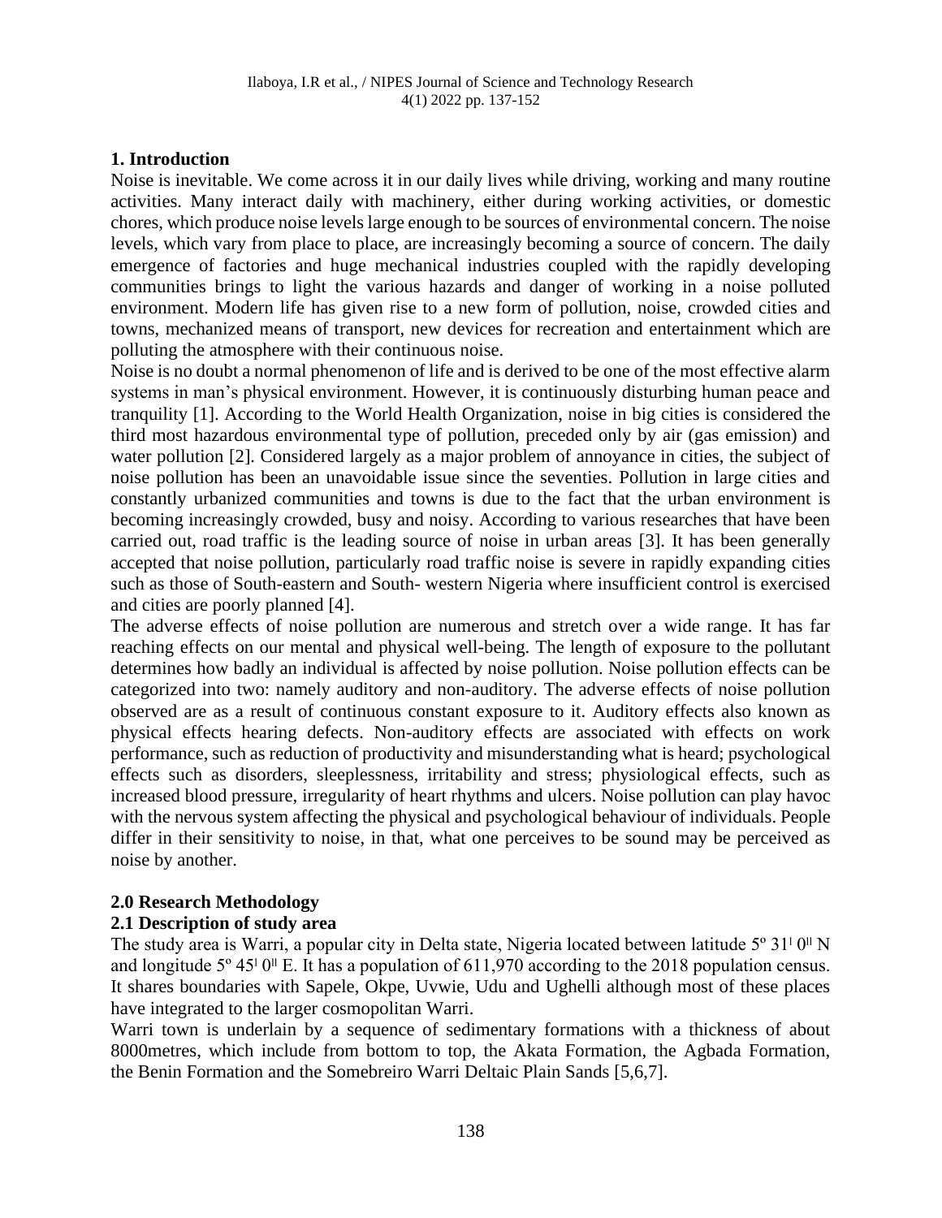## 1. Introduction

Noise is inevitable. We come across it in our daily lives while driving, working and many routine activities. Many interact daily with machinery, either during working activities, or domestic chores, which produce noise levels large enough to be sources of environmental concern. The noise levels, which vary from place to place, are increasingly becoming a source of concern. The daily emergence of factories and huge mechanical industries coupled with the rapidly developing communities brings to light the various hazards and danger of working in a noise polluted environment. Modern life has given rise to a new form of pollution, noise, crowded cities and towns, mechanized means of transport, new devices for recreation and entertainment which are polluting the atmosphere with their continuous noise.

Noise is no doubt a normal phenomenon of life and is derived to be one of the most effective alarm systems in man's physical environment. However, it is continuously disturbing human peace and tranquility [1]. According to the World Health Organization, noise in big cities is considered the third most hazardous environmental type of pollution, preceded only by air (gas emission) and water pollution [2]. Considered largely as a major problem of annoyance in cities, the subject of noise pollution has been an unavoidable issue since the seventies. Pollution in large cities and constantly urbanized communities and towns is due to the fact that the urban environment is becoming increasingly crowded, busy and noisy. According to various researches that have been carried out, road traffic is the leading source of noise in urban areas [3]. It has been generally accepted that noise pollution, particularly road traffic noise is severe in rapidly expanding cities such as those of South-eastern and South- western Nigeria where insufficient control is exercised and cities are poorly planned [4].

The adverse effects of noise pollution are numerous and stretch over a wide range. It has far reaching effects on our mental and physical well-being. The length of exposure to the pollutant determines how badly an individual is affected by noise pollution. Noise pollution effects can be categorized into two: namely auditory and non-auditory. The adverse effects of noise pollution observed are as a result of continuous constant exposure to it. Auditory effects also known as physical effects hearing defects. Non-auditory effects are associated with effects on work performance, such as reduction of productivity and misunderstanding what is heard; psychological effects such as disorders, sleeplessness, irritability and stress; physiological effects, such as increased blood pressure, irregularity of heart rhythms and ulcers. Noise pollution can play havoc with the nervous system affecting the physical and psychological behaviour of individuals. People differ in their sensitivity to noise, in that, what one perceives to be sound may be perceived as noise by another.

## 2.0 Research Methodology

### 2.1 Description of study area

The study area is Warri, a popular city in Delta state, Nigeria located between latitude 5º 31ˡ 0ˡˡ N and longitude 5º 45ˡ 0ˡˡ E. It has a population of 611,970 according to the 2018 population census. It shares boundaries with Sapele, Okpe, Uvwie, Udu and Ughelli although most of these places have integrated to the larger cosmopolitan Warri.

Warri town is underlain by a sequence of sedimentary formations with a thickness of about 8000metres, which include from bottom to top, the Akata Formation, the Agbada Formation, the Benin Formation and the Somebreiro Warri Deltaic Plain Sands [5,6,7].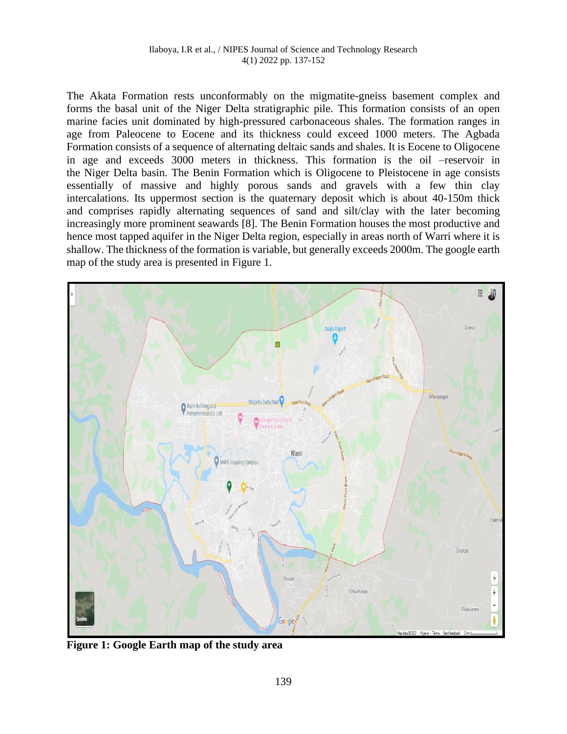The Akata Formation rests unconformably on the migmatite-gneiss basement complex and forms the basal unit of the Niger Delta stratigraphic pile. This formation consists of an open marine facies unit dominated by high-pressured carbonaceous shales. The formation ranges in age from Paleocene to Eocene and its thickness could exceed 1000 meters. The Agbada Formation consists of a sequence of alternating deltaic sands and shales. It is Eocene to Oligocene in age and exceeds 3000 meters in thickness. This formation is the oil –reservoir in the Niger Delta basin. The Benin Formation which is Oligocene to Pleistocene in age consists essentially of massive and highly porous sands and gravels with a few thin clay intercalations. Its uppermost section is the quaternary deposit which is about 40-150m thick and comprises rapidly alternating sequences of sand and silt/clay with the later becoming increasingly more prominent seawards [8]. The Benin Formation houses the most productive and hence most tapped aquifer in the Niger Delta region, especially in areas north of Warri where it is shallow. The thickness of the formation is variable, but generally exceeds 2000m. The google earth map of the study area is presented in Figure 1.

**Figure 1: Google Earth map of the study area**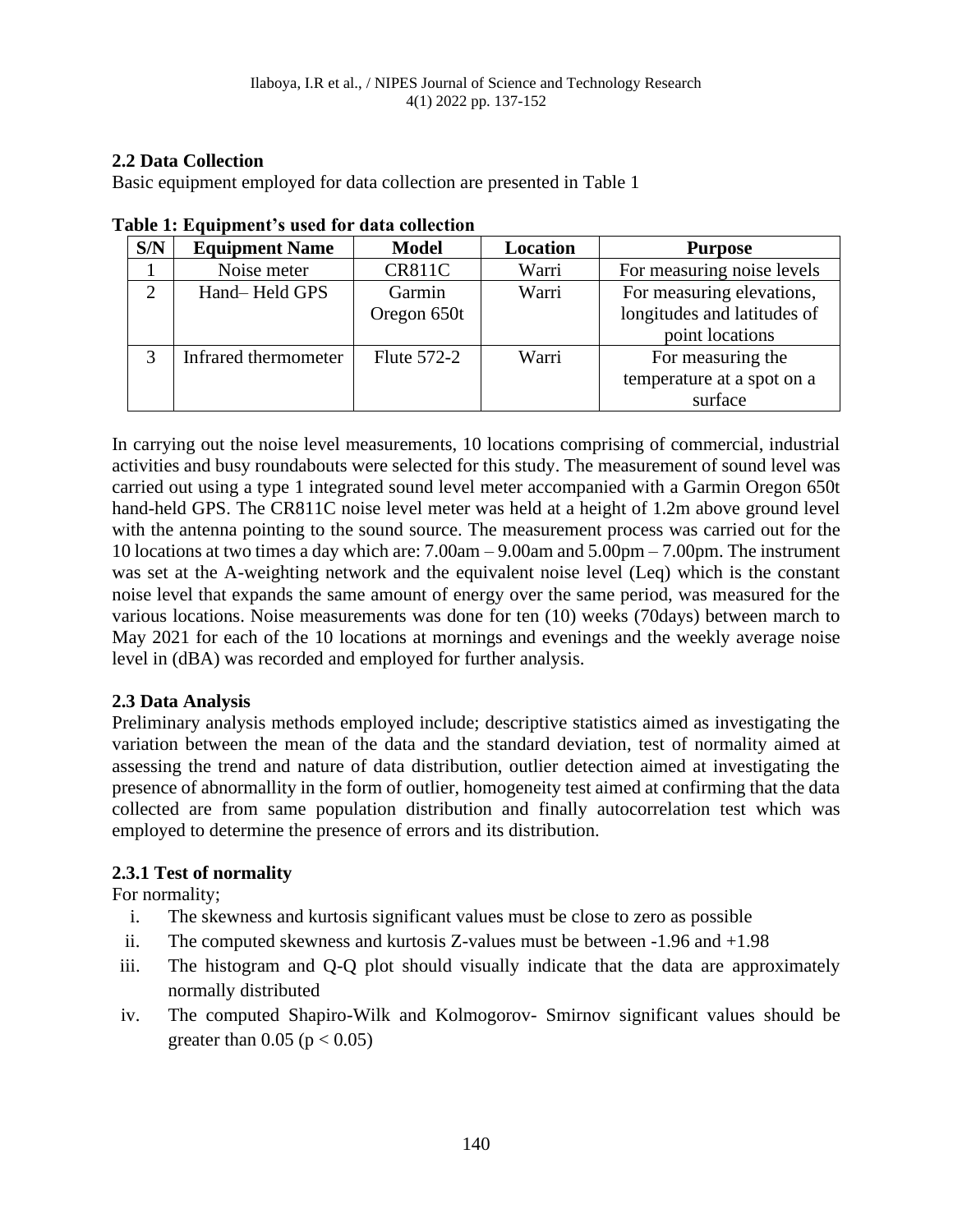## 2.2 Data Collection

Basic equipment employed for data collection are presented in Table 1

**Table 1: Equipment's used for data collection**

| S/N | Equipment Name | Model | Location | Purpose |
|---|---|---|---|---|
| 1 | Noise meter | CR811C | Warri | For measuring noise levels |
| 2 | Hand– Held GPS | Garmin Oregon 650t | Warri | For measuring elevations, longitudes and latitudes of point locations |
| 3 | Infrared thermometer | Flute 572-2 | Warri | For measuring the temperature at a spot on a surface |

In carrying out the noise level measurements, 10 locations comprising of commercial, industrial activities and busy roundabouts were selected for this study. The measurement of sound level was carried out using a type 1 integrated sound level meter accompanied with a Garmin Oregon 650t hand-held GPS. The CR811C noise level meter was held at a height of 1.2m above ground level with the antenna pointing to the sound source. The measurement process was carried out for the 10 locations at two times a day which are: 7.00am – 9.00am and 5.00pm – 7.00pm. The instrument was set at the A-weighting network and the equivalent noise level (Leq) which is the constant noise level that expands the same amount of energy over the same period, was measured for the various locations. Noise measurements was done for ten (10) weeks (70days) between march to May 2021 for each of the 10 locations at mornings and evenings and the weekly average noise level in (dBA) was recorded and employed for further analysis.

## 2.3 Data Analysis

Preliminary analysis methods employed include; descriptive statistics aimed as investigating the variation between the mean of the data and the standard deviation, test of normality aimed at assessing the trend and nature of data distribution, outlier detection aimed at investigating the presence of abnormallity in the form of outlier, homogeneity test aimed at confirming that the data collected are from same population distribution and finally autocorrelation test which was employed to determine the presence of errors and its distribution.

### 2.3.1 Test of normality

For normality;

i. The skewness and kurtosis significant values must be close to zero as possible
ii. The computed skewness and kurtosis Z-values must be between -1.96 and +1.98
iii. The histogram and Q-Q plot should visually indicate that the data are approximately normally distributed
iv. The computed Shapiro-Wilk and Kolmogorov- Smirnov significant values should be greater than 0.05 ($p < 0.05$)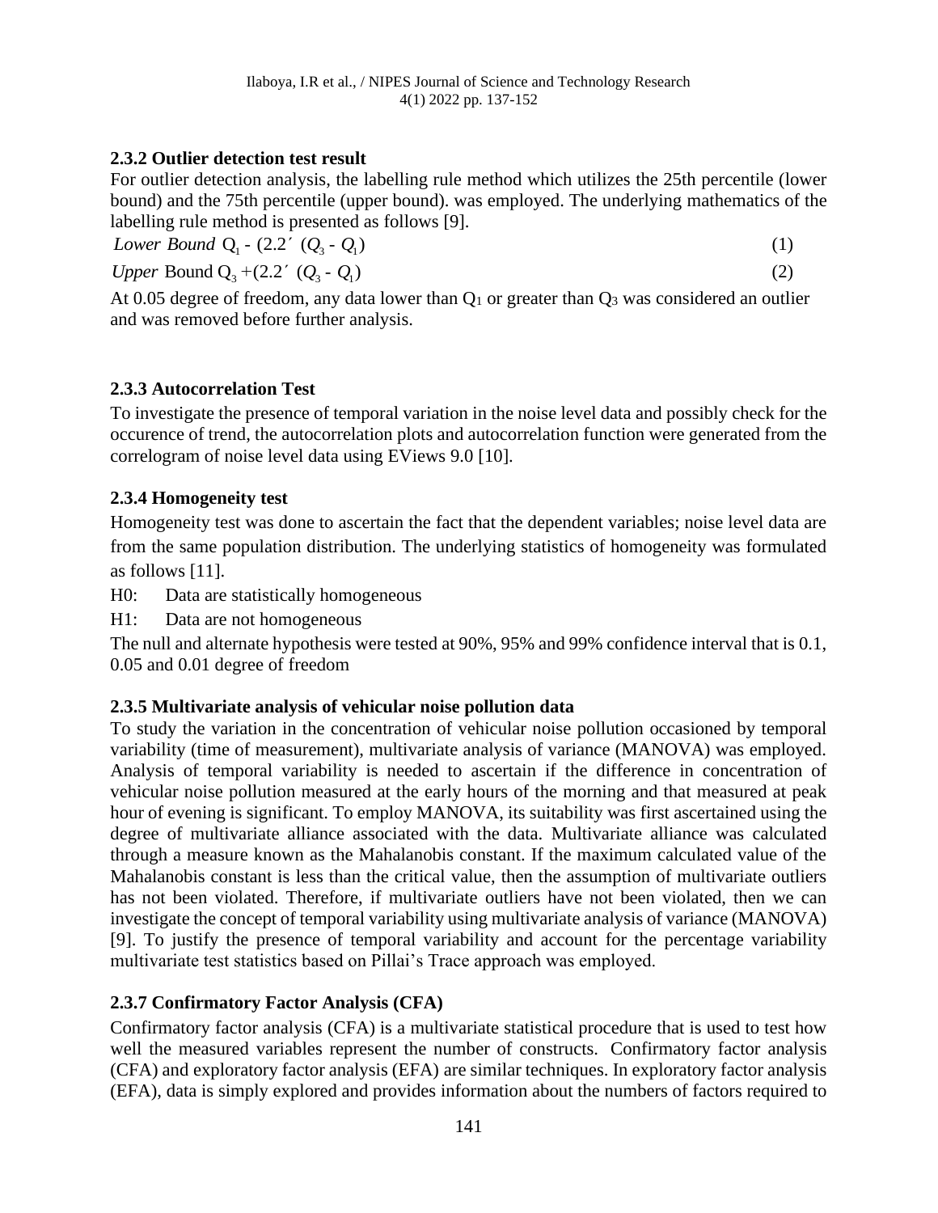### 2.3.2 Outlier detection test result

For outlier detection analysis, the labelling rule method which utilizes the 25th percentile (lower bound) and the 75th percentile (upper bound). was employed. The underlying mathematics of the labelling rule method is presented as follows [9].

$$\text{Lower Bound } Q_1 - (2.2 \times (Q_3 - Q_1) \tag{1}$$

$$\text{Upper Bound } Q_3 + (2.2 \times (Q_3 - Q_1) \tag{2}$$

At 0.05 degree of freedom, any data lower than $Q_1$ or greater than $Q_3$ was considered an outlier and was removed before further analysis.

### 2.3.3 Autocorrelation Test

To investigate the presence of temporal variation in the noise level data and possibly check for the occurence of trend, the autocorrelation plots and autocorrelation function were generated from the correlogram of noise level data using EViews 9.0 [10].

### 2.3.4 Homogeneity test

Homogeneity test was done to ascertain the fact that the dependent variables; noise level data are from the same population distribution. The underlying statistics of homogeneity was formulated as follows [11].

H0: Data are statistically homogeneous

H1: Data are not homogeneous

The null and alternate hypothesis were tested at 90%, 95% and 99% confidence interval that is 0.1, 0.05 and 0.01 degree of freedom

### 2.3.5 Multivariate analysis of vehicular noise pollution data

To study the variation in the concentration of vehicular noise pollution occasioned by temporal variability (time of measurement), multivariate analysis of variance (MANOVA) was employed. Analysis of temporal variability is needed to ascertain if the difference in concentration of vehicular noise pollution measured at the early hours of the morning and that measured at peak hour of evening is significant. To employ MANOVA, its suitability was first ascertained using the degree of multivariate alliance associated with the data. Multivariate alliance was calculated through a measure known as the Mahalanobis constant. If the maximum calculated value of the Mahalanobis constant is less than the critical value, then the assumption of multivariate outliers has not been violated. Therefore, if multivariate outliers have not been violated, then we can investigate the concept of temporal variability using multivariate analysis of variance (MANOVA) [9]. To justify the presence of temporal variability and account for the percentage variability multivariate test statistics based on Pillai's Trace approach was employed.

### 2.3.7 Confirmatory Factor Analysis (CFA)

Confirmatory factor analysis (CFA) is a multivariate statistical procedure that is used to test how well the measured variables represent the number of constructs. Confirmatory factor analysis (CFA) and exploratory factor analysis (EFA) are similar techniques. In exploratory factor analysis (EFA), data is simply explored and provides information about the numbers of factors required to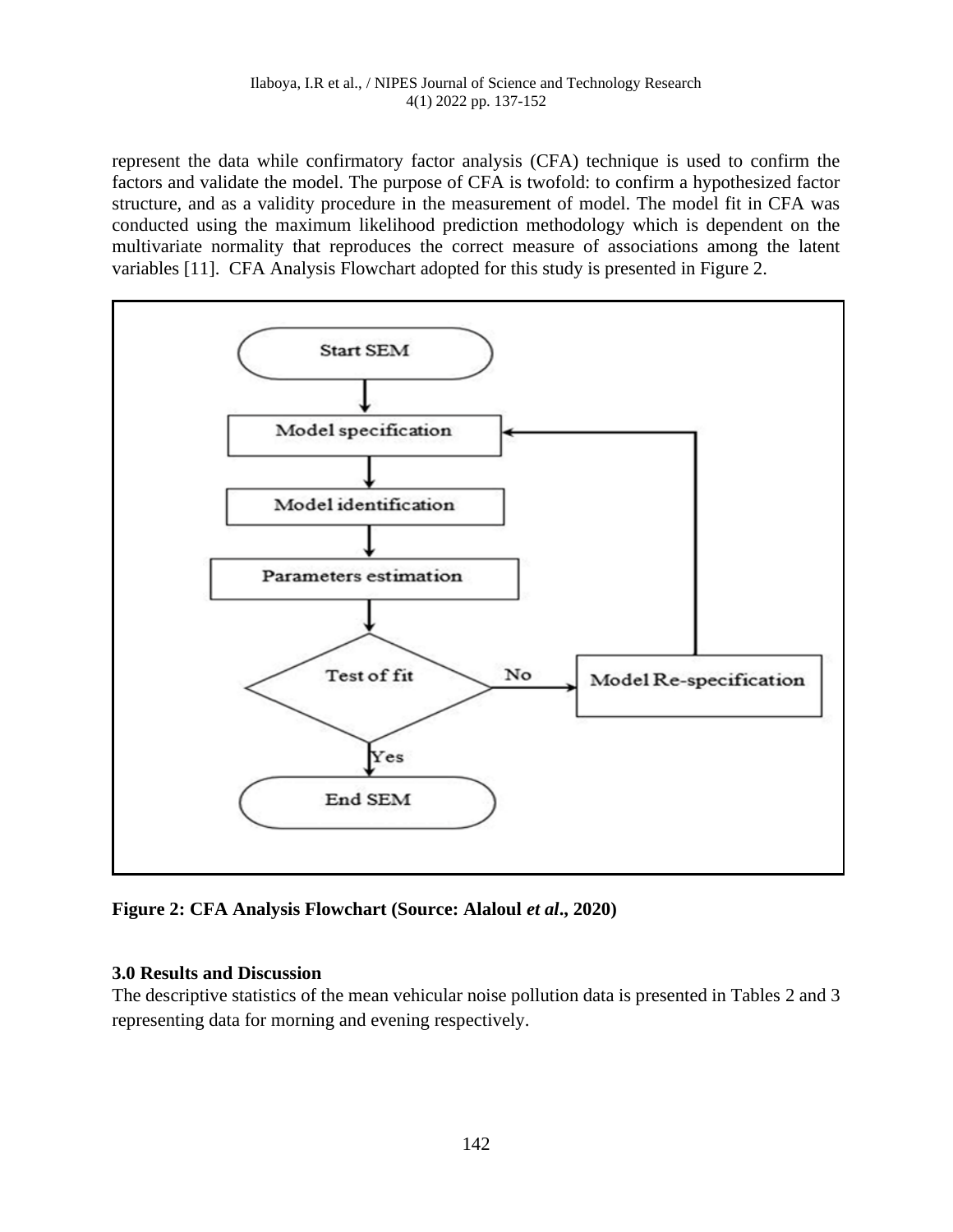represent the data while confirmatory factor analysis (CFA) technique is used to confirm the factors and validate the model. The purpose of CFA is twofold: to confirm a hypothesized factor structure, and as a validity procedure in the measurement of model. The model fit in CFA was conducted using the maximum likelihood prediction methodology which is dependent on the multivariate normality that reproduces the correct measure of associations among the latent variables [11]. CFA Analysis Flowchart adopted for this study is presented in Figure 2.

**Figure 2: CFA Analysis Flowchart (Source: Alaloul *et al*., 2020)**

### 3.0 Results and Discussion

The descriptive statistics of the mean vehicular noise pollution data is presented in Tables 2 and 3 representing data for morning and evening respectively.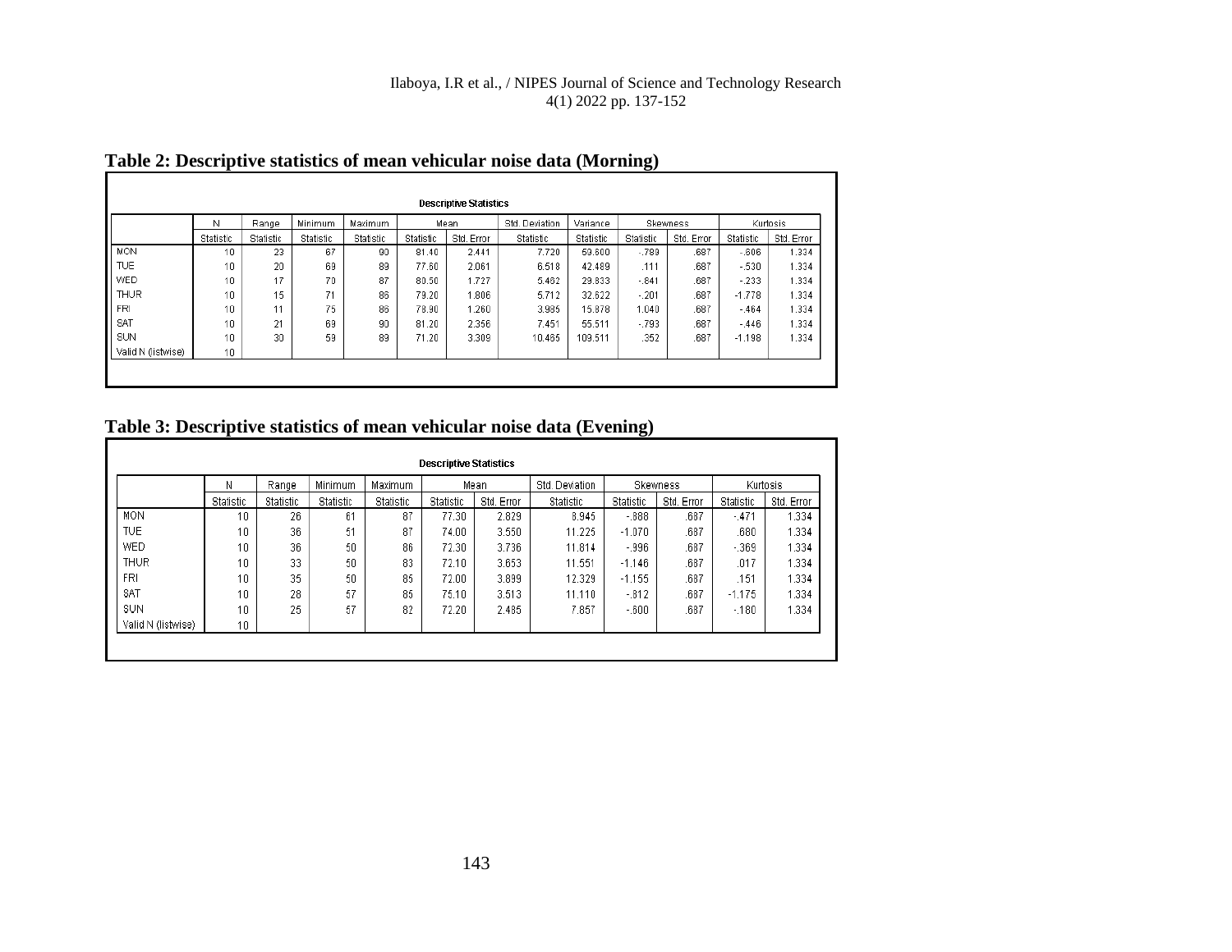**Table 2: Descriptive statistics of mean vehicular noise data (Morning)**

**Descriptive Statistics**

| | N | Range | Minimum | Maximum | Mean | | Std. Deviation | Variance | Skewness | | Kurtosis | |
|---|---|---|---|---|---|---|---|---|---|---|---|---|
| | Statistic | Statistic | Statistic | Statistic | Statistic | Std. Error | Statistic | Statistic | Statistic | Std. Error | Statistic | Std. Error |
| MON | 10 | 23 | 67 | 90 | 81.40 | 2.441 | 7.720 | 59.600 | -.789 | .687 | -.606 | 1.334 |
| TUE | 10 | 20 | 69 | 89 | 77.60 | 2.061 | 6.518 | 42.489 | .111 | .687 | -.530 | 1.334 |
| WED | 10 | 17 | 70 | 87 | 80.50 | 1.727 | 5.462 | 29.833 | -.841 | .687 | -.233 | 1.334 |
| THUR | 10 | 15 | 71 | 86 | 79.20 | 1.806 | 5.712 | 32.622 | -.201 | .687 | -1.778 | 1.334 |
| FRI | 10 | 11 | 75 | 86 | 78.90 | 1.260 | 3.985 | 15.878 | 1.040 | .687 | -.464 | 1.334 |
| SAT | 10 | 21 | 69 | 90 | 81.20 | 2.356 | 7.451 | 55.511 | -.793 | .687 | -.446 | 1.334 |
| SUN | 10 | 30 | 59 | 89 | 71.20 | 3.309 | 10.465 | 109.511 | .352 | .687 | -1.198 | 1.334 |
| Valid N (listwise) | 10 | | | | | | | | | | | |

**Table 3: Descriptive statistics of mean vehicular noise data (Evening)**

**Descriptive Statistics**

| | N | Range | Minimum | Maximum | Mean | | Std. Deviation | Skewness | | Kurtosis | |
|---|---|---|---|---|---|---|---|---|---|---|---|
| | Statistic | Statistic | Statistic | Statistic | Statistic | Std. Error | Statistic | Statistic | Std. Error | Statistic | Std. Error |
| MON | 10 | 26 | 61 | 87 | 77.30 | 2.829 | 8.945 | -.888 | .687 | -.471 | 1.334 |
| TUE | 10 | 36 | 51 | 87 | 74.00 | 3.550 | 11.225 | -1.070 | .687 | .680 | 1.334 |
| WED | 10 | 36 | 50 | 86 | 72.30 | 3.736 | 11.814 | -.996 | .687 | -.369 | 1.334 |
| THUR | 10 | 33 | 50 | 83 | 72.10 | 3.653 | 11.551 | -1.146 | .687 | .017 | 1.334 |
| FRI | 10 | 35 | 50 | 85 | 72.00 | 3.899 | 12.329 | -1.155 | .687 | .151 | 1.334 |
| SAT | 10 | 28 | 57 | 85 | 75.10 | 3.513 | 11.110 | -.812 | .687 | -1.175 | 1.334 |
| SUN | 10 | 25 | 57 | 82 | 72.20 | 2.485 | 7.857 | -.600 | .687 | -.180 | 1.334 |
| Valid N (listwise) | 10 | | | | | | | | | | |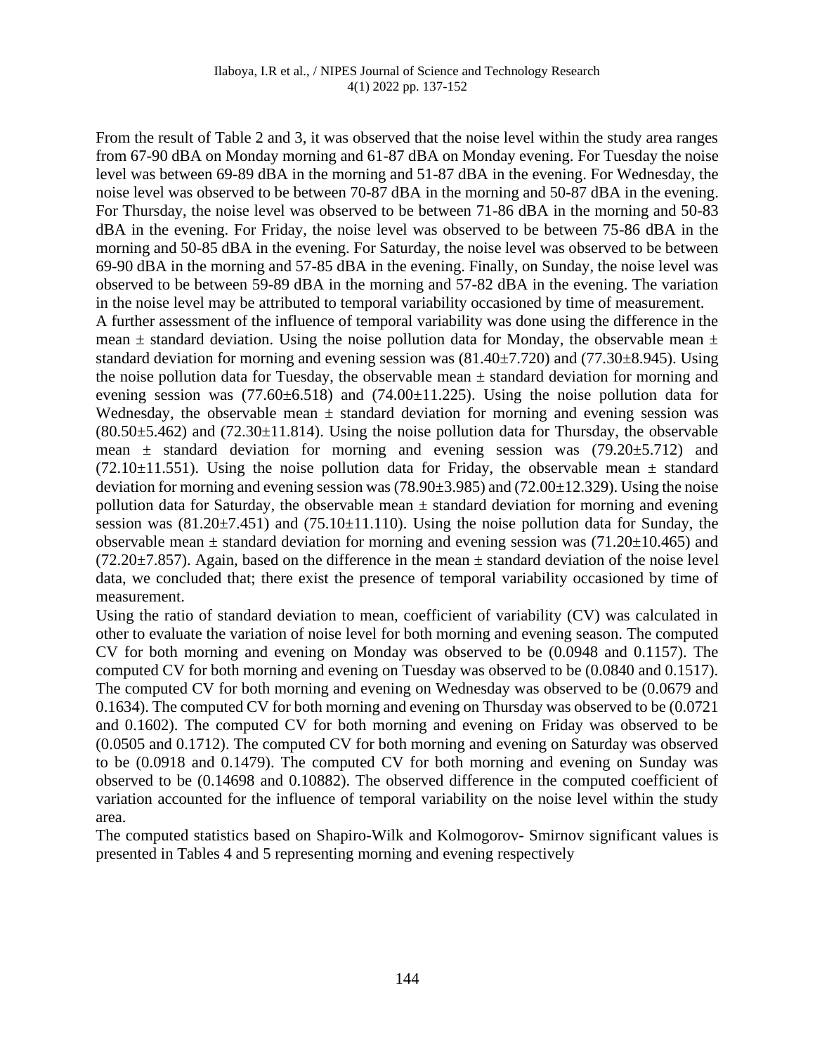From the result of Table 2 and 3, it was observed that the noise level within the study area ranges from 67-90 dBA on Monday morning and 61-87 dBA on Monday evening. For Tuesday the noise level was between 69-89 dBA in the morning and 51-87 dBA in the evening. For Wednesday, the noise level was observed to be between 70-87 dBA in the morning and 50-87 dBA in the evening. For Thursday, the noise level was observed to be between 71-86 dBA in the morning and 50-83 dBA in the evening. For Friday, the noise level was observed to be between 75-86 dBA in the morning and 50-85 dBA in the evening. For Saturday, the noise level was observed to be between 69-90 dBA in the morning and 57-85 dBA in the evening. Finally, on Sunday, the noise level was observed to be between 59-89 dBA in the morning and 57-82 dBA in the evening. The variation in the noise level may be attributed to temporal variability occasioned by time of measurement.

A further assessment of the influence of temporal variability was done using the difference in the mean ± standard deviation. Using the noise pollution data for Monday, the observable mean ± standard deviation for morning and evening session was (81.40±7.720) and (77.30±8.945). Using the noise pollution data for Tuesday, the observable mean ± standard deviation for morning and evening session was (77.60±6.518) and (74.00±11.225). Using the noise pollution data for Wednesday, the observable mean ± standard deviation for morning and evening session was (80.50±5.462) and (72.30±11.814). Using the noise pollution data for Thursday, the observable mean ± standard deviation for morning and evening session was (79.20±5.712) and (72.10±11.551). Using the noise pollution data for Friday, the observable mean ± standard deviation for morning and evening session was (78.90±3.985) and (72.00±12.329). Using the noise pollution data for Saturday, the observable mean ± standard deviation for morning and evening session was (81.20±7.451) and (75.10±11.110). Using the noise pollution data for Sunday, the observable mean ± standard deviation for morning and evening session was (71.20±10.465) and (72.20±7.857). Again, based on the difference in the mean ± standard deviation of the noise level data, we concluded that; there exist the presence of temporal variability occasioned by time of measurement.

Using the ratio of standard deviation to mean, coefficient of variability (CV) was calculated in other to evaluate the variation of noise level for both morning and evening season. The computed CV for both morning and evening on Monday was observed to be (0.0948 and 0.1157). The computed CV for both morning and evening on Tuesday was observed to be (0.0840 and 0.1517). The computed CV for both morning and evening on Wednesday was observed to be (0.0679 and 0.1634). The computed CV for both morning and evening on Thursday was observed to be (0.0721 and 0.1602). The computed CV for both morning and evening on Friday was observed to be (0.0505 and 0.1712). The computed CV for both morning and evening on Saturday was observed to be (0.0918 and 0.1479). The computed CV for both morning and evening on Sunday was observed to be (0.14698 and 0.10882). The observed difference in the computed coefficient of variation accounted for the influence of temporal variability on the noise level within the study area.

The computed statistics based on Shapiro-Wilk and Kolmogorov- Smirnov significant values is presented in Tables 4 and 5 representing morning and evening respectively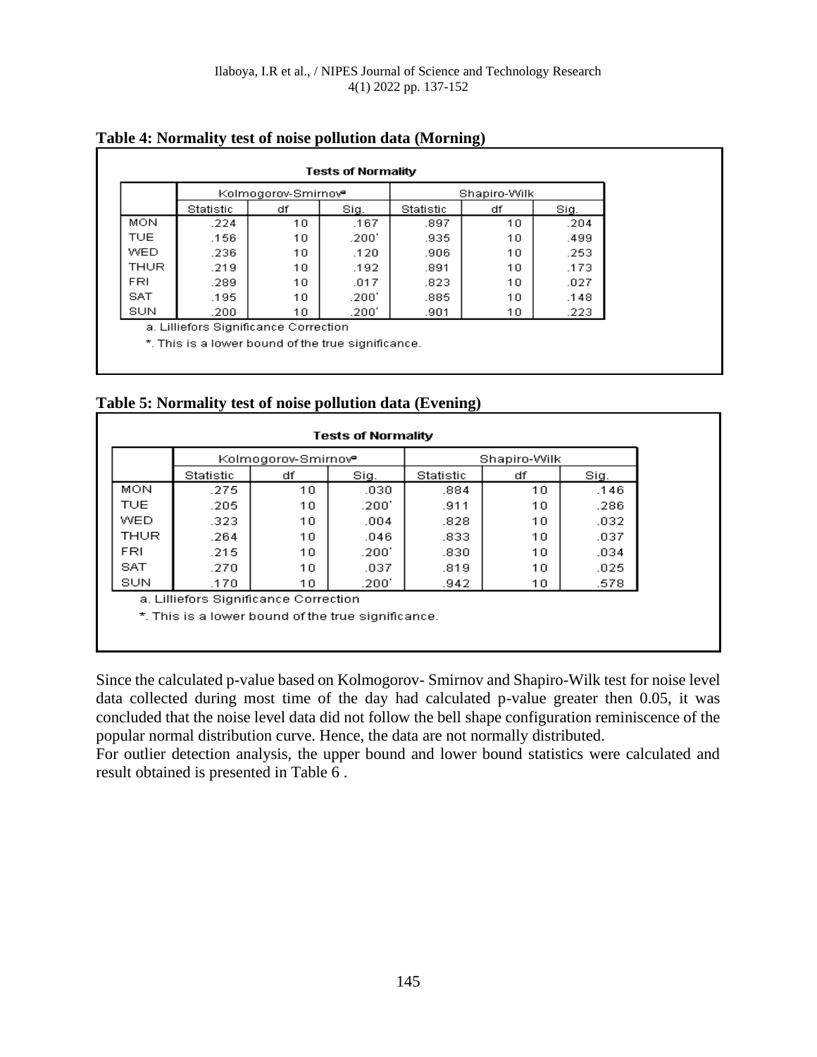**Table 4: Normality test of noise pollution data (Morning)**

**Tests of Normality**

| | Kolmogorov-Smirnov[a] | | | Shapiro-Wilk | | |
|---|---|---|---|---|---|---|
| | Statistic | df | Sig. | Statistic | df | Sig. |
| MON | .224 | 10 | .167 | .897 | 10 | .204 |
| TUE | .156 | 10 | .200* | .935 | 10 | .499 |
| WED | .236 | 10 | .120 | .906 | 10 | .253 |
| THUR | .219 | 10 | .192 | .891 | 10 | .173 |
| FRI | .289 | 10 | .017 | .823 | 10 | .027 |
| SAT | .195 | 10 | .200* | .885 | 10 | .148 |
| SUN | .200 | 10 | .200* | .901 | 10 | .223 |

a. Lilliefors Significance Correction

*. This is a lower bound of the true significance.

**Table 5: Normality test of noise pollution data (Evening)**

**Tests of Normality**

| | Kolmogorov-Smirnov[a] | | | Shapiro-Wilk | | |
|---|---|---|---|---|---|---|
| | Statistic | df | Sig. | Statistic | df | Sig. |
| MON | .275 | 10 | .030 | .884 | 10 | .146 |
| TUE | .205 | 10 | .200* | .911 | 10 | .286 |
| WED | .323 | 10 | .004 | .828 | 10 | .032 |
| THUR | .264 | 10 | .046 | .833 | 10 | .037 |
| FRI | .215 | 10 | .200* | .830 | 10 | .034 |
| SAT | .270 | 10 | .037 | .819 | 10 | .025 |
| SUN | .170 | 10 | .200* | .942 | 10 | .578 |

a. Lilliefors Significance Correction

*. This is a lower bound of the true significance.

Since the calculated p-value based on Kolmogorov- Smirnov and Shapiro-Wilk test for noise level data collected during most time of the day had calculated p-value greater then 0.05, it was concluded that the noise level data did not follow the bell shape configuration reminiscence of the popular normal distribution curve. Hence, the data are not normally distributed.

For outlier detection analysis, the upper bound and lower bound statistics were calculated and result obtained is presented in Table 6 .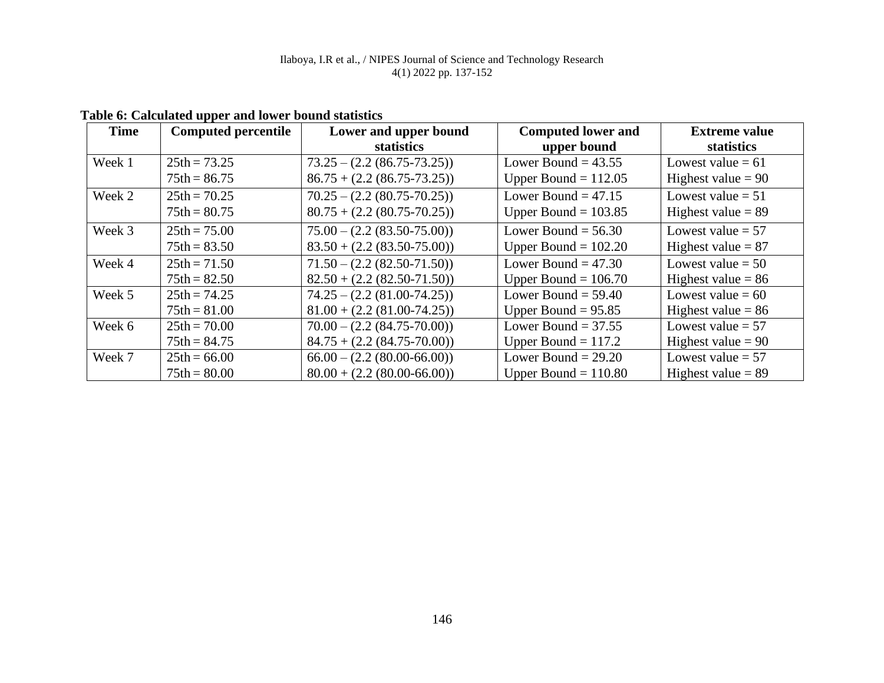**Table 6: Calculated upper and lower bound statistics**

| Time | Computed percentile | Lower and upper bound statistics | Computed lower and upper bound | Extreme value statistics |
|---|---|---|---|---|
| Week 1 | 25th = 73.25<br>75th = 86.75 | 73.25 – (2.2 (86.75-73.25))<br>86.75 + (2.2 (86.75-73.25)) | Lower Bound = 43.55<br>Upper Bound = 112.05 | Lowest value = 61<br>Highest value = 90 |
| Week 2 | 25th = 70.25<br>75th = 80.75 | 70.25 – (2.2 (80.75-70.25))<br>80.75 + (2.2 (80.75-70.25)) | Lower Bound = 47.15<br>Upper Bound = 103.85 | Lowest value = 51<br>Highest value = 89 |
| Week 3 | 25th = 75.00<br>75th = 83.50 | 75.00 – (2.2 (83.50-75.00))<br>83.50 + (2.2 (83.50-75.00)) | Lower Bound = 56.30<br>Upper Bound = 102.20 | Lowest value = 57<br>Highest value = 87 |
| Week 4 | 25th = 71.50<br>75th = 82.50 | 71.50 – (2.2 (82.50-71.50))<br>82.50 + (2.2 (82.50-71.50)) | Lower Bound = 47.30<br>Upper Bound = 106.70 | Lowest value = 50<br>Highest value = 86 |
| Week 5 | 25th = 74.25<br>75th = 81.00 | 74.25 – (2.2 (81.00-74.25))<br>81.00 + (2.2 (81.00-74.25)) | Lower Bound = 59.40<br>Upper Bound = 95.85 | Lowest value = 60<br>Highest value = 86 |
| Week 6 | 25th = 70.00<br>75th = 84.75 | 70.00 – (2.2 (84.75-70.00))<br>84.75 + (2.2 (84.75-70.00)) | Lower Bound = 37.55<br>Upper Bound = 117.2 | Lowest value = 57<br>Highest value = 90 |
| Week 7 | 25th = 66.00<br>75th = 80.00 | 66.00 – (2.2 (80.00-66.00))<br>80.00 + (2.2 (80.00-66.00)) | Lower Bound = 29.20<br>Upper Bound = 110.80 | Lowest value = 57<br>Highest value = 89 |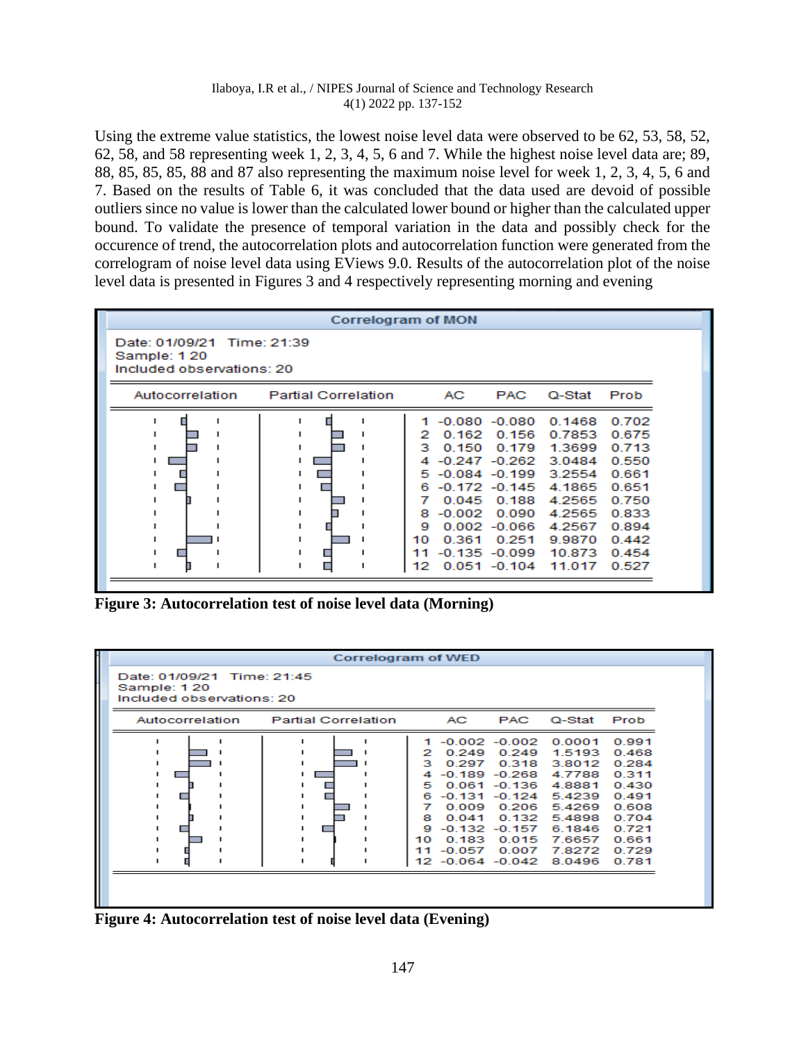Using the extreme value statistics, the lowest noise level data were observed to be 62, 53, 58, 52, 62, 58, and 58 representing week 1, 2, 3, 4, 5, 6 and 7. While the highest noise level data are; 89, 88, 85, 85, 85, 88 and 87 also representing the maximum noise level for week 1, 2, 3, 4, 5, 6 and 7. Based on the results of Table 6, it was concluded that the data used are devoid of possible outliers since no value is lower than the calculated lower bound or higher than the calculated upper bound. To validate the presence of temporal variation in the data and possibly check for the occurence of trend, the autocorrelation plots and autocorrelation function were generated from the correlogram of noise level data using EViews 9.0. Results of the autocorrelation plot of the noise level data is presented in Figures 3 and 4 respectively representing morning and evening

Correlogram of MON

Date: 01/09/21 Time: 21:39
Sample: 1 20
Included observations: 20

| Lag | AC | PAC | Q-Stat | Prob |
|---|---|---|---|---|
| 1 | -0.080 | -0.080 | 0.1468 | 0.702 |
| 2 | 0.162 | 0.156 | 0.7853 | 0.675 |
| 3 | 0.150 | 0.179 | 1.3699 | 0.713 |
| 4 | -0.247 | -0.262 | 3.0484 | 0.550 |
| 5 | -0.084 | -0.199 | 3.2554 | 0.661 |
| 6 | -0.172 | -0.145 | 4.1865 | 0.651 |
| 7 | 0.045 | 0.188 | 4.2565 | 0.750 |
| 8 | -0.002 | 0.090 | 4.2565 | 0.833 |
| 9 | 0.002 | -0.066 | 4.2567 | 0.894 |
| 10 | 0.361 | 0.251 | 9.9870 | 0.442 |
| 11 | -0.135 | -0.099 | 10.873 | 0.454 |
| 12 | 0.051 | -0.104 | 11.017 | 0.527 |

**Figure 3: Autocorrelation test of noise level data (Morning)**

Correlogram of WED

Date: 01/09/21 Time: 21:45
Sample: 1 20
Included observations: 20

| Lag | AC | PAC | Q-Stat | Prob |
|---|---|---|---|---|
| 1 | -0.002 | -0.002 | 0.0001 | 0.991 |
| 2 | 0.249 | 0.249 | 1.5193 | 0.468 |
| 3 | 0.297 | 0.318 | 3.8012 | 0.284 |
| 4 | -0.189 | -0.268 | 4.7788 | 0.311 |
| 5 | 0.061 | -0.136 | 4.8881 | 0.430 |
| 6 | -0.131 | -0.124 | 5.4239 | 0.491 |
| 7 | 0.009 | 0.206 | 5.4269 | 0.608 |
| 8 | 0.041 | 0.132 | 5.4898 | 0.704 |
| 9 | -0.132 | -0.157 | 6.1846 | 0.721 |
| 10 | 0.183 | 0.015 | 7.6657 | 0.661 |
| 11 | -0.057 | 0.007 | 7.8272 | 0.729 |
| 12 | -0.064 | -0.042 | 8.0496 | 0.781 |

**Figure 4: Autocorrelation test of noise level data (Evening)**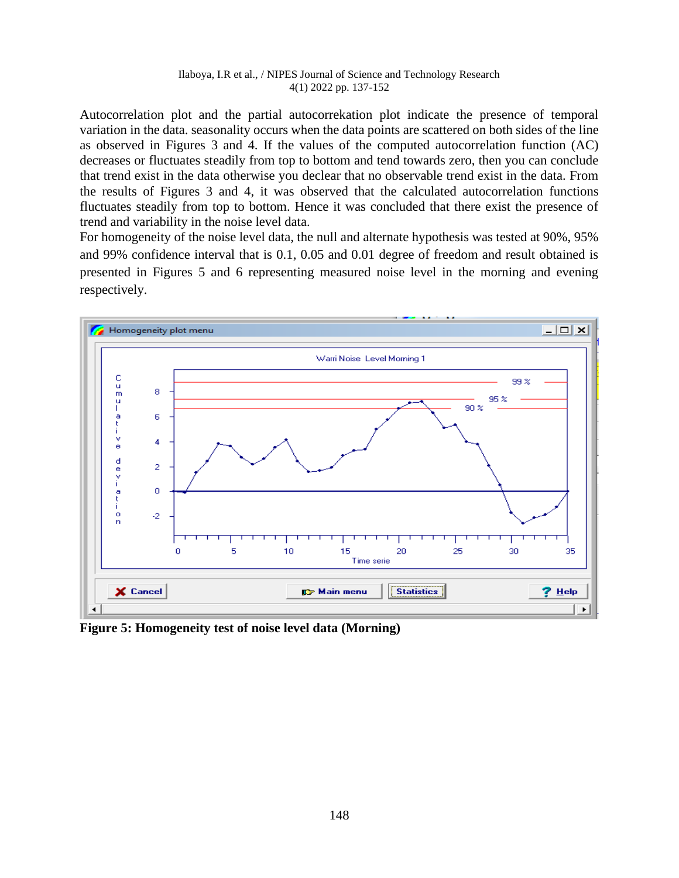Autocorrelation plot and the partial autocorrekation plot indicate the presence of temporal variation in the data. seasonality occurs when the data points are scattered on both sides of the line as observed in Figures 3 and 4. If the values of the computed autocorrelation function (AC) decreases or fluctuates steadily from top to bottom and tend towards zero, then you can conclude that trend exist in the data otherwise you declear that no observable trend exist in the data. From the results of Figures 3 and 4, it was observed that the calculated autocorrelation functions fluctuates steadily from top to bottom. Hence it was concluded that there exist the presence of trend and variability in the noise level data.

For homogeneity of the noise level data, the null and alternate hypothesis was tested at 90%, 95% and 99% confidence interval that is 0.1, 0.05 and 0.01 degree of freedom and result obtained is presented in Figures 5 and 6 representing measured noise level in the morning and evening respectively.

**Figure 5: Homogeneity test of noise level data (Morning)**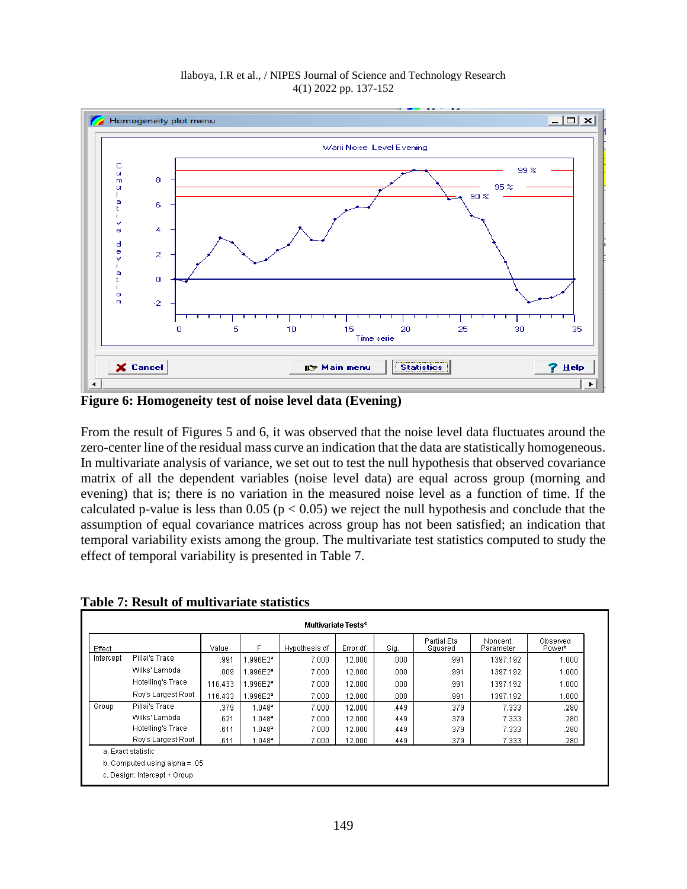**Figure 6: Homogeneity test of noise level data (Evening)**

From the result of Figures 5 and 6, it was observed that the noise level data fluctuates around the zero-center line of the residual mass curve an indication that the data are statistically homogeneous. In multivariate analysis of variance, we set out to test the null hypothesis that observed covariance matrix of all the dependent variables (noise level data) are equal across group (morning and evening) that is; there is no variation in the measured noise level as a function of time. If the calculated p-value is less than 0.05 ($p < 0.05$) we reject the null hypothesis and conclude that the assumption of equal covariance matrices across group has not been satisfied; an indication that temporal variability exists among the group. The multivariate test statistics computed to study the effect of temporal variability is presented in Table 7.

**Table 7: Result of multivariate statistics**

Multivariate Tests[c]

| Effect | | Value | F | Hypothesis df | Error df | Sig. | Partial Eta Squared | Noncent. Parameter | Observed Power[b] |
|---|---|---|---|---|---|---|---|---|---|
| Intercept | Pillai's Trace | .991 | 1.996E2[a] | 7.000 | 12.000 | .000 | .991 | 1397.192 | 1.000 |
| | Wilks' Lambda | .009 | 1.996E2[a] | 7.000 | 12.000 | .000 | .991 | 1397.192 | 1.000 |
| | Hotelling's Trace | 116.433 | 1.996E2[a] | 7.000 | 12.000 | .000 | .991 | 1397.192 | 1.000 |
| | Roy's Largest Root | 116.433 | 1.996E2[a] | 7.000 | 12.000 | .000 | .991 | 1397.192 | 1.000 |
| Group | Pillai's Trace | .379 | 1.048[a] | 7.000 | 12.000 | .449 | .379 | 7.333 | .280 |
| | Wilks' Lambda | .621 | 1.048[a] | 7.000 | 12.000 | .449 | .379 | 7.333 | .280 |
| | Hotelling's Trace | .611 | 1.048[a] | 7.000 | 12.000 | .449 | .379 | 7.333 | .280 |
| | Roy's Largest Root | .611 | 1.048[a] | 7.000 | 12.000 | .449 | .379 | 7.333 | .280 |

a. Exact statistic

b. Computed using alpha = .05

c. Design: Intercept + Group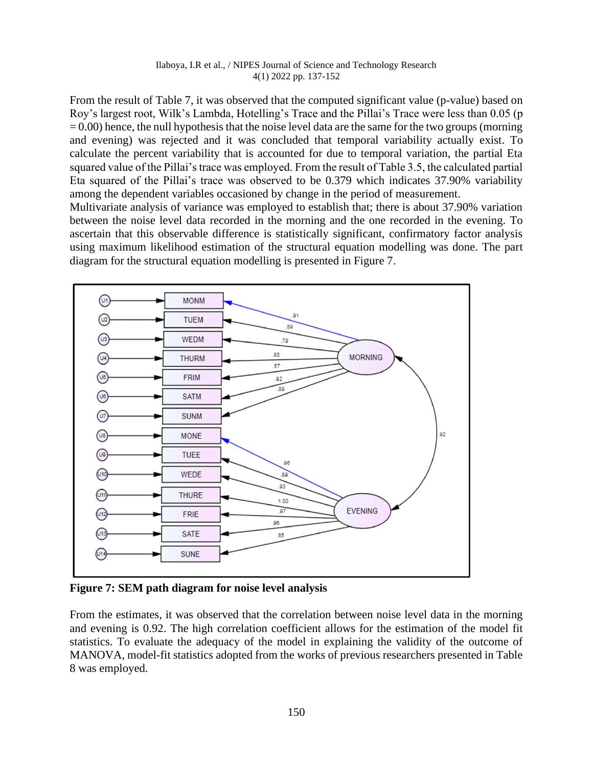From the result of Table 7, it was observed that the computed significant value (p-value) based on Roy's largest root, Wilk's Lambda, Hotelling's Trace and the Pillai's Trace were less than 0.05 ($p = 0.00$) hence, the null hypothesis that the noise level data are the same for the two groups (morning and evening) was rejected and it was concluded that temporal variability actually exist. To calculate the percent variability that is accounted for due to temporal variation, the partial Eta squared value of the Pillai's trace was employed. From the result of Table 3.5, the calculated partial Eta squared of the Pillai's trace was observed to be 0.379 which indicates 37.90% variability among the dependent variables occasioned by change in the period of measurement.

Multivariate analysis of variance was employed to establish that; there is about 37.90% variation between the noise level data recorded in the morning and the one recorded in the evening. To ascertain that this observable difference is statistically significant, confirmatory factor analysis using maximum likelihood estimation of the structural equation modelling was done. The part diagram for the structural equation modelling is presented in Figure 7.

**Figure 7: SEM path diagram for noise level analysis**

From the estimates, it was observed that the correlation between noise level data in the morning and evening is 0.92. The high correlation coefficient allows for the estimation of the model fit statistics. To evaluate the adequacy of the model in explaining the validity of the outcome of MANOVA, model-fit statistics adopted from the works of previous researchers presented in Table 8 was employed.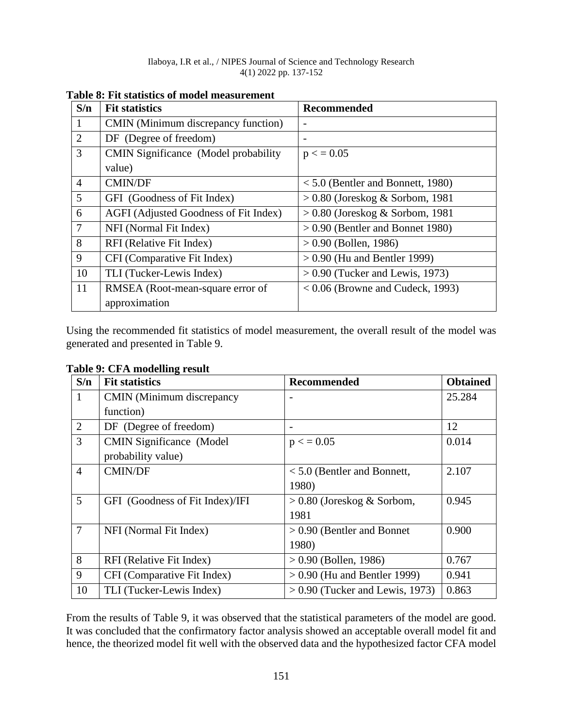**Table 8: Fit statistics of model measurement**

| S/n | Fit statistics | Recommended |
|---|---|---|
| 1 | CMIN (Minimum discrepancy function) | - |
| 2 | DF (Degree of freedom) | - |
| 3 | CMIN Significance (Model probability value) | p < = 0.05 |
| 4 | CMIN/DF | < 5.0 (Bentler and Bonnett, 1980) |
| 5 | GFI (Goodness of Fit Index) | > 0.80 (Joreskog & Sorbom, 1981 |
| 6 | AGFI (Adjusted Goodness of Fit Index) | > 0.80 (Joreskog & Sorbom, 1981 |
| 7 | NFI (Normal Fit Index) | > 0.90 (Bentler and Bonnet 1980) |
| 8 | RFI (Relative Fit Index) | > 0.90 (Bollen, 1986) |
| 9 | CFI (Comparative Fit Index) | > 0.90 (Hu and Bentler 1999) |
| 10 | TLI (Tucker-Lewis Index) | > 0.90 (Tucker and Lewis, 1973) |
| 11 | RMSEA (Root-mean-square error of approximation | < 0.06 (Browne and Cudeck, 1993) |

Using the recommended fit statistics of model measurement, the overall result of the model was generated and presented in Table 9.

**Table 9: CFA modelling result**

| S/n | Fit statistics | Recommended | Obtained |
|---|---|---|---|
| 1 | CMIN (Minimum discrepancy function) | - | 25.284 |
| 2 | DF (Degree of freedom) | - | 12 |
| 3 | CMIN Significance (Model probability value) | p < = 0.05 | 0.014 |
| 4 | CMIN/DF | < 5.0 (Bentler and Bonnett, 1980) | 2.107 |
| 5 | GFI (Goodness of Fit Index)/IFI | > 0.80 (Joreskog & Sorbom, 1981 | 0.945 |
| 7 | NFI (Normal Fit Index) | > 0.90 (Bentler and Bonnet 1980) | 0.900 |
| 8 | RFI (Relative Fit Index) | > 0.90 (Bollen, 1986) | 0.767 |
| 9 | CFI (Comparative Fit Index) | > 0.90 (Hu and Bentler 1999) | 0.941 |
| 10 | TLI (Tucker-Lewis Index) | > 0.90 (Tucker and Lewis, 1973) | 0.863 |

From the results of Table 9, it was observed that the statistical parameters of the model are good. It was concluded that the confirmatory factor analysis showed an acceptable overall model fit and hence, the theorized model fit well with the observed data and the hypothesized factor CFA model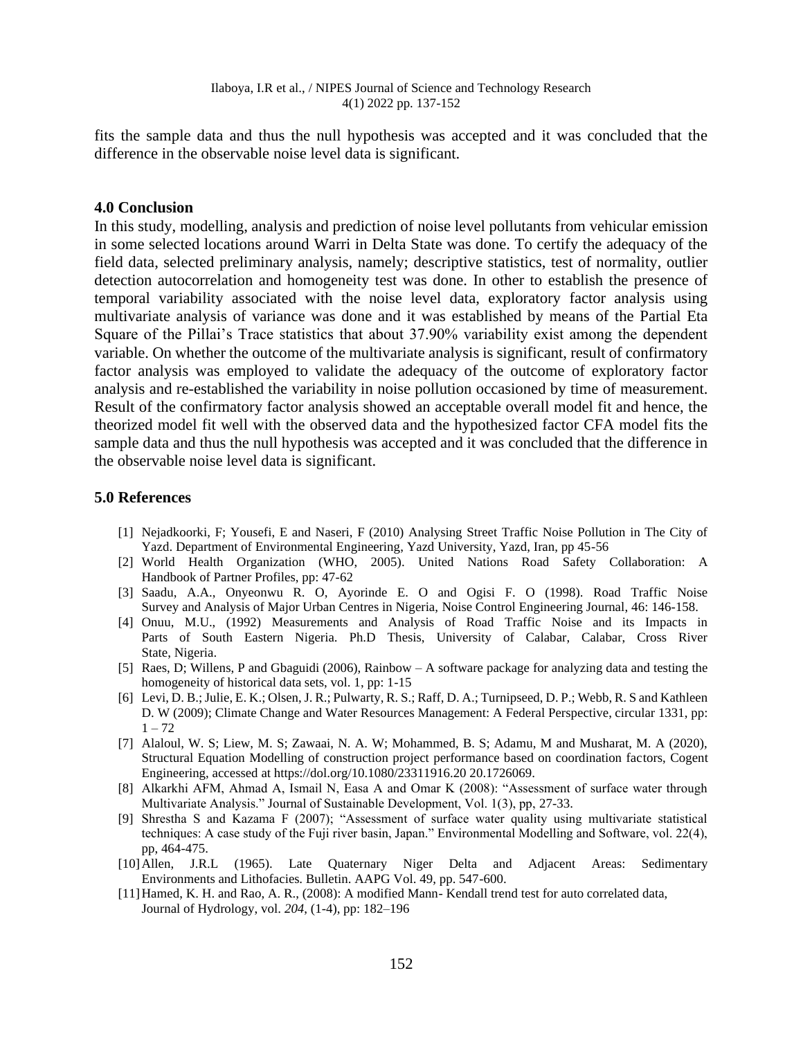fits the sample data and thus the null hypothesis was accepted and it was concluded that the difference in the observable noise level data is significant.

## 4.0 Conclusion

In this study, modelling, analysis and prediction of noise level pollutants from vehicular emission in some selected locations around Warri in Delta State was done. To certify the adequacy of the field data, selected preliminary analysis, namely; descriptive statistics, test of normality, outlier detection autocorrelation and homogeneity test was done. In other to establish the presence of temporal variability associated with the noise level data, exploratory factor analysis using multivariate analysis of variance was done and it was established by means of the Partial Eta Square of the Pillai's Trace statistics that about 37.90% variability exist among the dependent variable. On whether the outcome of the multivariate analysis is significant, result of confirmatory factor analysis was employed to validate the adequacy of the outcome of exploratory factor analysis and re-established the variability in noise pollution occasioned by time of measurement. Result of the confirmatory factor analysis showed an acceptable overall model fit and hence, the theorized model fit well with the observed data and the hypothesized factor CFA model fits the sample data and thus the null hypothesis was accepted and it was concluded that the difference in the observable noise level data is significant.

## 5.0 References

[1] Nejadkoorki, F; Yousefi, E and Naseri, F (2010) Analysing Street Traffic Noise Pollution in The City of Yazd. Department of Environmental Engineering, Yazd University, Yazd, Iran, pp 45-56

[2] World Health Organization (WHO, 2005). United Nations Road Safety Collaboration: A Handbook of Partner Profiles, pp: 47-62

[3] Saadu, A.A., Onyeonwu R. O, Ayorinde E. O and Ogisi F. O (1998). Road Traffic Noise Survey and Analysis of Major Urban Centres in Nigeria, Noise Control Engineering Journal, 46: 146-158.

[4] Onuu, M.U., (1992) Measurements and Analysis of Road Traffic Noise and its Impacts in Parts of South Eastern Nigeria. Ph.D Thesis, University of Calabar, Calabar, Cross River State, Nigeria.

[5] Raes, D; Willens, P and Gbaguidi (2006), Rainbow – A software package for analyzing data and testing the homogeneity of historical data sets, vol. 1, pp: 1-15

[6] Levi, D. B.; Julie, E. K.; Olsen, J. R.; Pulwarty, R. S.; Raff, D. A.; Turnipseed, D. P.; Webb, R. S and Kathleen D. W (2009); Climate Change and Water Resources Management: A Federal Perspective, circular 1331, pp: 1 – 72

[7] Alaloul, W. S; Liew, M. S; Zawaai, N. A. W; Mohammed, B. S; Adamu, M and Musharat, M. A (2020), Structural Equation Modelling of construction project performance based on coordination factors, Cogent Engineering, accessed at https://doi.org/10.1080/23311916.20 20.1726069.

[8] Alkarkhi AFM, Ahmad A, Ismail N, Easa A and Omar K (2008): "Assessment of surface water through Multivariate Analysis." Journal of Sustainable Development, Vol. 1(3), pp, 27-33.

[9] Shrestha S and Kazama F (2007); "Assessment of surface water quality using multivariate statistical techniques: A case study of the Fuji river basin, Japan." Environmental Modelling and Software, vol. 22(4), pp, 464-475.

[10] Allen, J.R.L (1965). Late Quaternary Niger Delta and Adjacent Areas: Sedimentary Environments and Lithofacies. Bulletin. AAPG Vol. 49, pp. 547-600.

[11] Hamed, K. H. and Rao, A. R., (2008): A modified Mann- Kendall trend test for auto correlated data, Journal of Hydrology, vol. *204*, (1-4), pp: 182–196